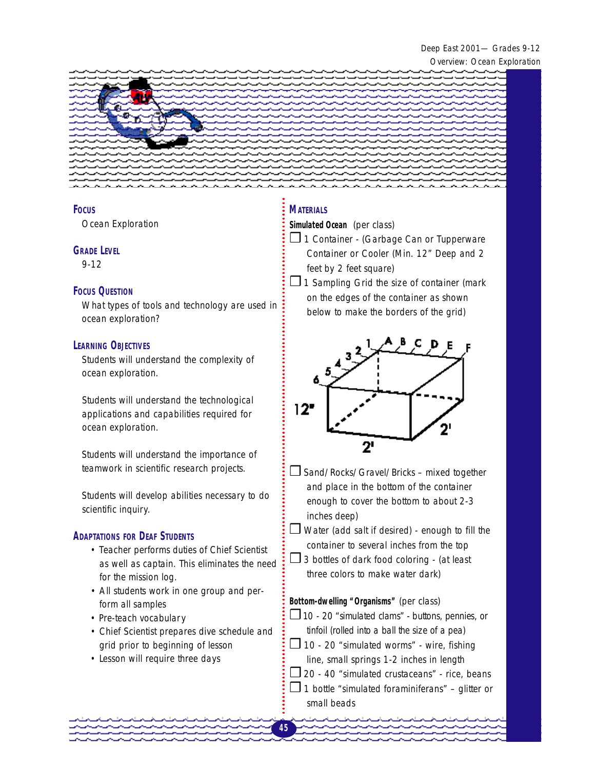## Focus

Ocean Exploration

## Grade Level

9-12

## Focus Question

What types of tools and technology are used in ocean exploration?

## Learning Objectives

Students will understand the complexity of ocean exploration.

Students will understand the technological applications and capabilities required for ocean exploration.

Students will understand the importance of teamwork in scientific research projects.

Students will develop abilities necessary to do scientific inquiry.

## Adaptations for Deaf Students

- Teacher performs duties of Chief Scientist as well as captain. This eliminates the need for the mission log.
- All students work in one group and perform all samples
- Pre-teach vocabulary
- Chief Scientist prepares dive schedule and grid prior to beginning of lesson
- Lesson will require three days

## Materials

**Simulated Ocean** (per class)

- ☐ 1 Container - (Garbage Can or Tupperware Container or Cooler (Min. 12" Deep and 2 feet by 2 feet square)
- ☐ 1 Sampling Grid the size of container (mark on the edges of the container as shown below to make the borders of the grid)

12"
2'
2'
A B C D E F
1 2 3 4 5 6

- ☐ Sand/Rocks/Gravel/Bricks – mixed together and place in the bottom of the container enough to cover the bottom to about 2-3 inches deep)
- ☐ Water (add salt if desired) - enough to fill the container to several inches from the top
- ☐ 3 bottles of dark food coloring - (at least three colors to make water dark)

**Bottom-dwelling "Organisms"** (per class)

- ☐ 10 - 20 "simulated clams" - buttons, pennies, or tinfoil (rolled into a ball the size of a pea)
- ☐ 10 - 20 "simulated worms" - wire, fishing line, small springs 1-2 inches in length
- ☐ 20 - 40 "simulated crustaceans" - rice, beans
- ☐ 1 bottle "simulated foraminiferans" – glitter or small beads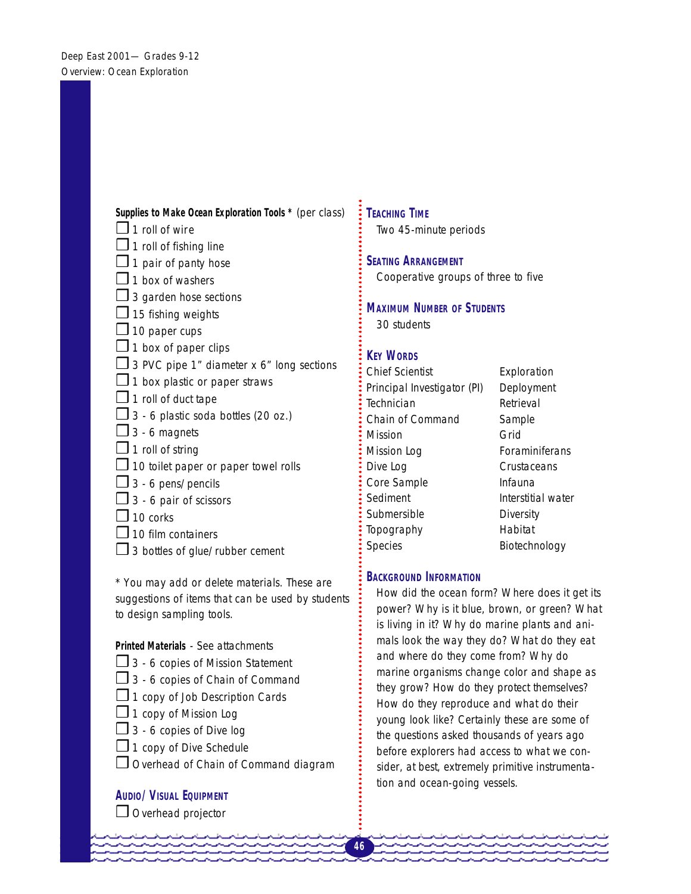**Supplies to Make Ocean Exploration Tools *** (per class)

- ☐ 1 roll of wire
- ☐ 1 roll of fishing line
- ☐ 1 pair of panty hose
- ☐ 1 box of washers
- ☐ 3 garden hose sections
- ☐ 15 fishing weights
- ☐ 10 paper cups
- ☐ 1 box of paper clips
- ☐ 3 PVC pipe 1" diameter x 6" long sections
- ☐ 1 box plastic or paper straws
- ☐ 1 roll of duct tape
- ☐ 3 - 6 plastic soda bottles (20 oz.)
- ☐ 3 - 6 magnets
- ☐ 1 roll of string
- ☐ 10 toilet paper or paper towel rolls
- ☐ 3 - 6 pens/pencils
- ☐ 3 - 6 pair of scissors
- ☐ 10 corks
- ☐ 10 film containers
- ☐ 3 bottles of glue/rubber cement

* You may add or delete materials. These are suggestions of items that can be used by students to design sampling tools.

**Printed Materials** - See attachments

- ☐ 3 - 6 copies of Mission Statement
- ☐ 3 - 6 copies of Chain of Command
- ☐ 1 copy of Job Description Cards
- ☐ 1 copy of Mission Log
- ☐ 3 - 6 copies of Dive log
- ☐ 1 copy of Dive Schedule
- ☐ Overhead of Chain of Command diagram

## Audio/Visual Equipment

- ☐ Overhead projector

## Teaching Time

Two 45-minute periods

## Seating Arrangement

Cooperative groups of three to five

## Maximum Number of Students

30 students

## Key Words

| | |
|---|---|
| Chief Scientist | Exploration |
| Principal Investigator (PI) | Deployment |
| Technician | Retrieval |
| Chain of Command | Sample |
| Mission | Grid |
| Mission Log | Foraminiferans |
| Dive Log | Crustaceans |
| Core Sample | Infauna |
| Sediment | Interstitial water |
| Submersible | Diversity |
| Topography | Habitat |
| Species | Biotechnology |

## Background Information

How did the ocean form? Where does it get its power? Why is it blue, brown, or green? What is living in it? Why do marine plants and animals look the way they do? What do they eat and where do they come from? Why do marine organisms change color and shape as they grow? How do they protect themselves? How do they reproduce and what do their young look like? Certainly these are some of the questions asked thousands of years ago before explorers had access to what we consider, at best, extremely primitive instrumentation and ocean-going vessels.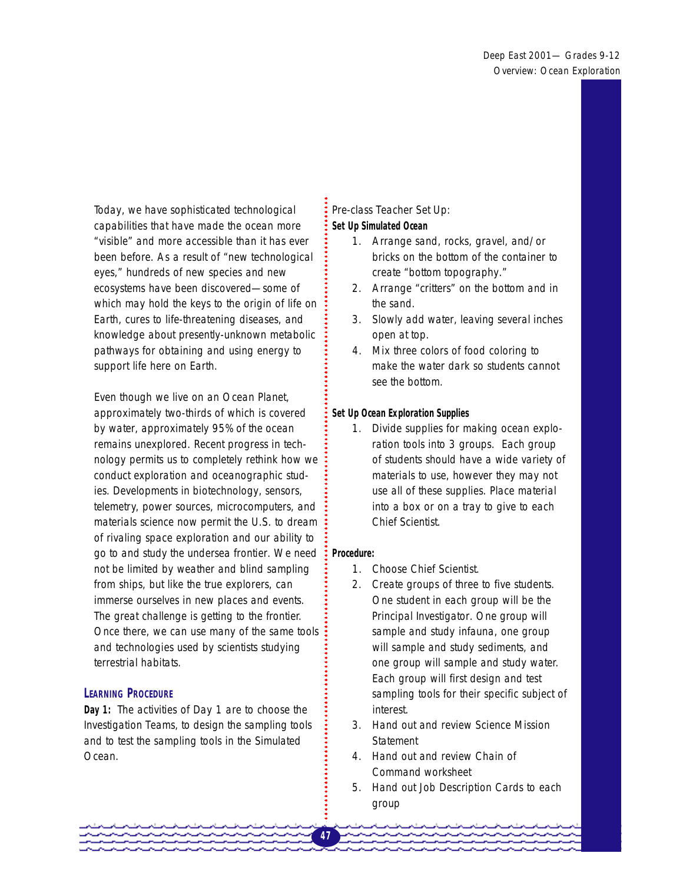Today, we have sophisticated technological capabilities that have made the ocean more "visible" and more accessible than it has ever been before. As a result of "new technological eyes," hundreds of new species and new ecosystems have been discovered—some of which may hold the keys to the origin of life on Earth, cures to life-threatening diseases, and knowledge about presently-unknown metabolic pathways for obtaining and using energy to support life here on Earth.

Even though we live on an Ocean Planet, approximately two-thirds of which is covered by water, approximately 95% of the ocean remains unexplored. Recent progress in technology permits us to completely rethink how we conduct exploration and oceanographic studies. Developments in biotechnology, sensors, telemetry, power sources, microcomputers, and materials science now permit the U.S. to dream of rivaling space exploration and our ability to go to and study the undersea frontier. We need not be limited by weather and blind sampling from ships, but like the true explorers, can immerse ourselves in new places and events. The great challenge is getting to the frontier. Once there, we can use many of the same tools and technologies used by scientists studying terrestrial habitats.

## LEARNING PROCEDURE

**Day 1:** The activities of Day 1 are to choose the Investigation Teams, to design the sampling tools and to test the sampling tools in the Simulated Ocean.

Pre-class Teacher Set Up:

**Set Up Simulated Ocean**

1. Arrange sand, rocks, gravel, and/or bricks on the bottom of the container to create "bottom topography."
2. Arrange "critters" on the bottom and in the sand.
3. Slowly add water, leaving several inches open at top.
4. Mix three colors of food coloring to make the water dark so students cannot see the bottom.

**Set Up Ocean Exploration Supplies**

1. Divide supplies for making ocean exploration tools into 3 groups. Each group of students should have a wide variety of materials to use, however they may not use all of these supplies. Place material into a box or on a tray to give to each Chief Scientist.

**Procedure:**

1. Choose Chief Scientist.
2. Create groups of three to five students. One student in each group will be the Principal Investigator. One group will sample and study infauna, one group will sample and study sediments, and one group will sample and study water. Each group will first design and test sampling tools for their specific subject of interest.
3. Hand out and review Science Mission Statement
4. Hand out and review Chain of Command worksheet
5. Hand out Job Description Cards to each group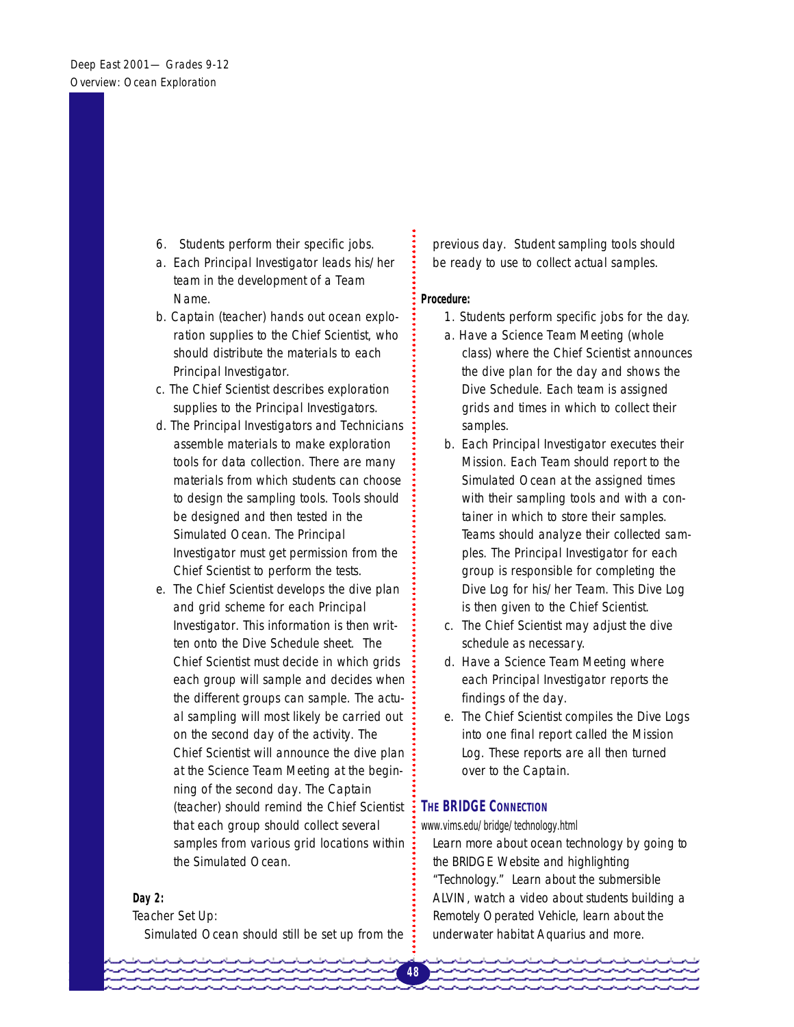6. Students perform their specific jobs.

a. Each Principal Investigator leads his/her team in the development of a Team Name.

b. Captain (teacher) hands out ocean exploration supplies to the Chief Scientist, who should distribute the materials to each Principal Investigator.

c. The Chief Scientist describes exploration supplies to the Principal Investigators.

d. The Principal Investigators and Technicians assemble materials to make exploration tools for data collection. There are many materials from which students can choose to design the sampling tools. Tools should be designed and then tested in the Simulated Ocean. The Principal Investigator must get permission from the Chief Scientist to perform the tests.

e. The Chief Scientist develops the dive plan and grid scheme for each Principal Investigator. This information is then written onto the Dive Schedule sheet. The Chief Scientist must decide in which grids each group will sample and decides when the different groups can sample. The actual sampling will most likely be carried out on the second day of the activity. The Chief Scientist will announce the dive plan at the Science Team Meeting at the beginning of the second day. The Captain (teacher) should remind the Chief Scientist that each group should collect several samples from various grid locations within the Simulated Ocean.

**Day 2:**

Teacher Set Up:

Simulated Ocean should still be set up from the previous day. Student sampling tools should be ready to use to collect actual samples.

**Procedure:**

1. Students perform specific jobs for the day.

a. Have a Science Team Meeting (whole class) where the Chief Scientist announces the dive plan for the day and shows the Dive Schedule. Each team is assigned grids and times in which to collect their samples.

b. Each Principal Investigator executes their Mission. Each Team should report to the Simulated Ocean at the assigned times with their sampling tools and with a container in which to store their samples. Teams should analyze their collected samples. The Principal Investigator for each group is responsible for completing the Dive Log for his/her Team. This Dive Log is then given to the Chief Scientist.

c. The Chief Scientist may adjust the dive schedule as necessary.

d. Have a Science Team Meeting where each Principal Investigator reports the findings of the day.

e. The Chief Scientist compiles the Dive Logs into one final report called the Mission Log. These reports are all then turned over to the Captain.

## THE BRIDGE CONNECTION

www.vims.edu/bridge/technology.html

Learn more about ocean technology by going to the BRIDGE Website and highlighting "Technology." Learn about the submersible ALVIN, watch a video about students building a Remotely Operated Vehicle, learn about the underwater habitat Aquarius and more.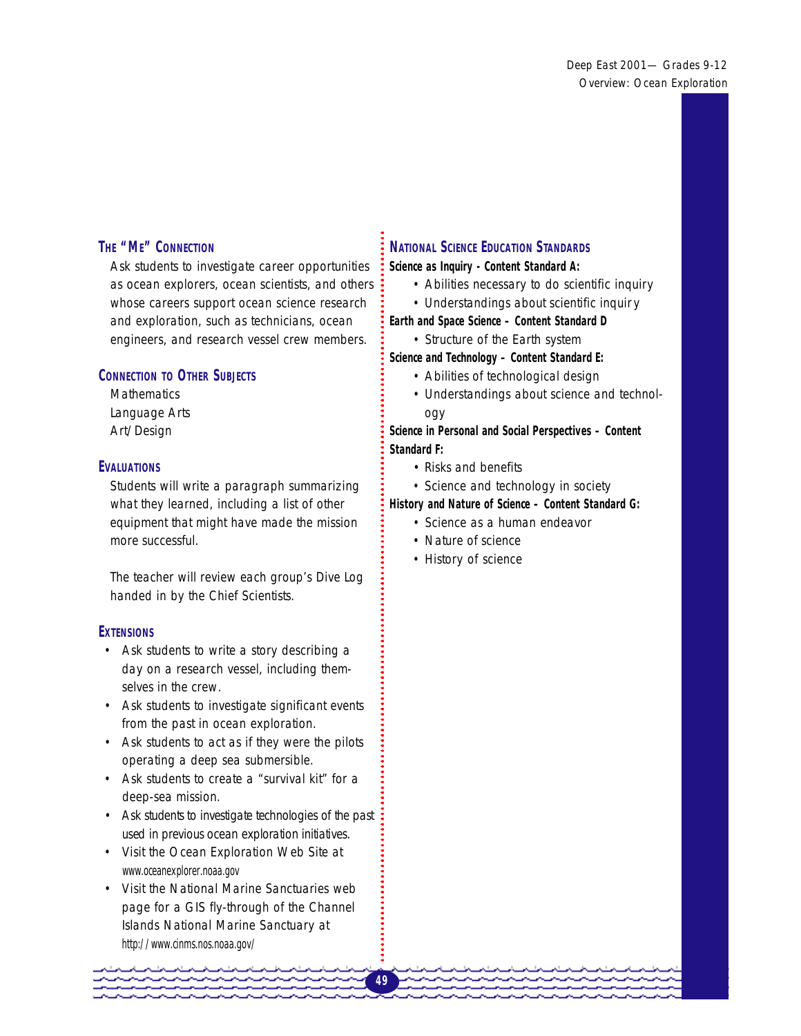## The "Me" Connection

Ask students to investigate career opportunities as ocean explorers, ocean scientists, and others whose careers support ocean science research and exploration, such as technicians, ocean engineers, and research vessel crew members.

## Connection to Other Subjects

Mathematics
Language Arts
Art/Design

## Evaluations

Students will write a paragraph summarizing what they learned, including a list of other equipment that might have made the mission more successful.

The teacher will review each group's Dive Log handed in by the Chief Scientists.

## Extensions

- Ask students to write a story describing a day on a research vessel, including themselves in the crew.
- Ask students to investigate significant events from the past in ocean exploration.
- Ask students to act as if they were the pilots operating a deep sea submersible.
- Ask students to create a "survival kit" for a deep-sea mission.
- Ask students to investigate technologies of the past used in previous ocean exploration initiatives.
- Visit the Ocean Exploration Web Site at www.oceanexplorer.noaa.gov
- Visit the National Marine Sanctuaries web page for a GIS fly-through of the Channel Islands National Marine Sanctuary at http://www.cinms.nos.noaa.gov/

## National Science Education Standards

**Science as Inquiry - Content Standard A:**

- Abilities necessary to do scientific inquiry
- Understandings about scientific inquiry

**Earth and Space Science – Content Standard D**

- Structure of the Earth system

**Science and Technology – Content Standard E:**

- Abilities of technological design
- Understandings about science and technology

**Science in Personal and Social Perspectives – Content Standard F:**

- Risks and benefits
- Science and technology in society

**History and Nature of Science – Content Standard G:**

- Science as a human endeavor
- Nature of science
- History of science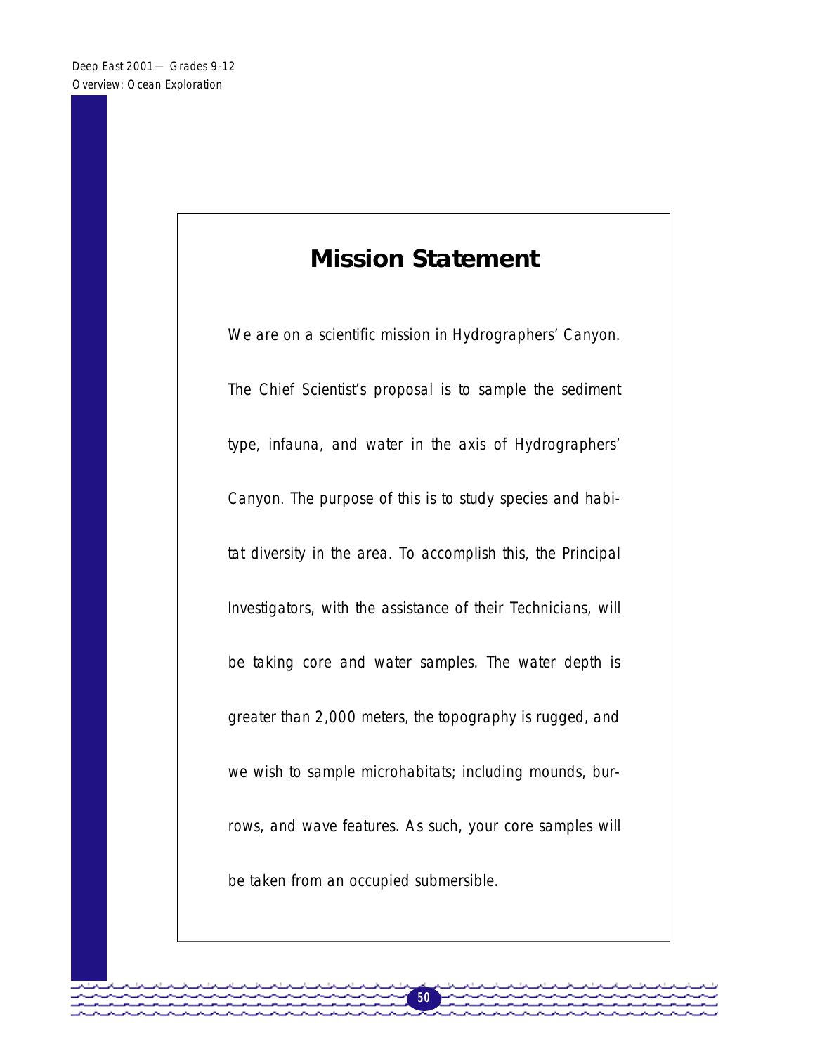# Mission Statement

We are on a scientific mission in Hydrographers' Canyon. The Chief Scientist's proposal is to sample the sediment type, infauna, and water in the axis of Hydrographers' Canyon. The purpose of this is to study species and habitat diversity in the area. To accomplish this, the Principal Investigators, with the assistance of their Technicians, will be taking core and water samples. The water depth is greater than 2,000 meters, the topography is rugged, and we wish to sample microhabitats; including mounds, burrows, and wave features. As such, your core samples will be taken from an occupied submersible.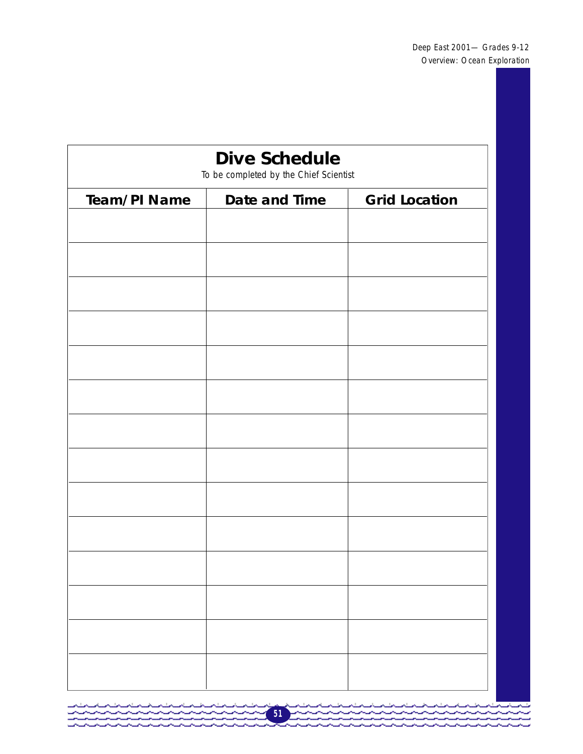## Dive Schedule

To be completed by the Chief Scientist

| Team/PI Name | Date and Time | Grid Location |
|---|---|---|
| | | |
| | | |
| | | |
| | | |
| | | |
| | | |
| | | |
| | | |
| | | |
| | | |
| | | |
| | | |
| | | |
| | | |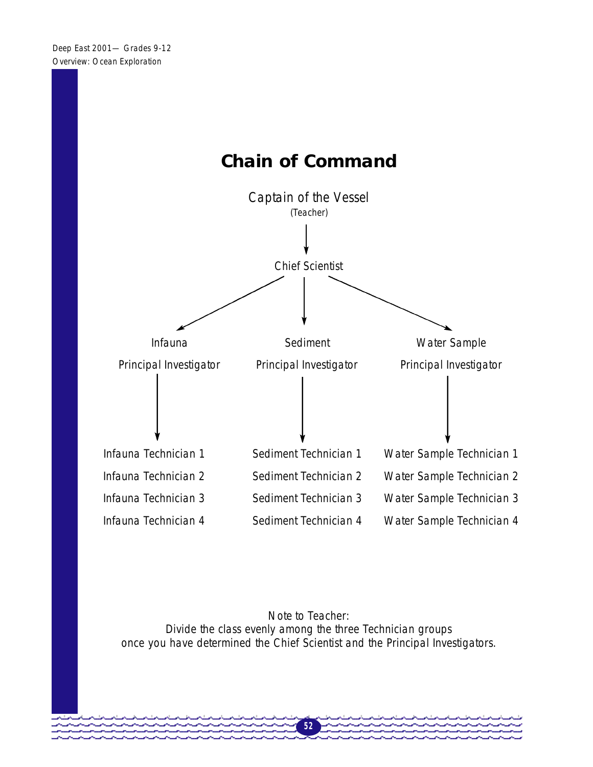# Chain of Command

Captain of the Vessel
(Teacher)

↓

Chief Scientist

↓

| Infauna Principal Investigator | Sediment Principal Investigator | Water Sample Principal Investigator |
|---|---|---|
| ↓ | ↓ | ↓ |
| Infauna Technician 1 | Sediment Technician 1 | Water Sample Technician 1 |
| Infauna Technician 2 | Sediment Technician 2 | Water Sample Technician 2 |
| Infauna Technician 3 | Sediment Technician 3 | Water Sample Technician 3 |
| Infauna Technician 4 | Sediment Technician 4 | Water Sample Technician 4 |

Note to Teacher:
Divide the class evenly among the three Technician groups once you have determined the Chief Scientist and the Principal Investigators.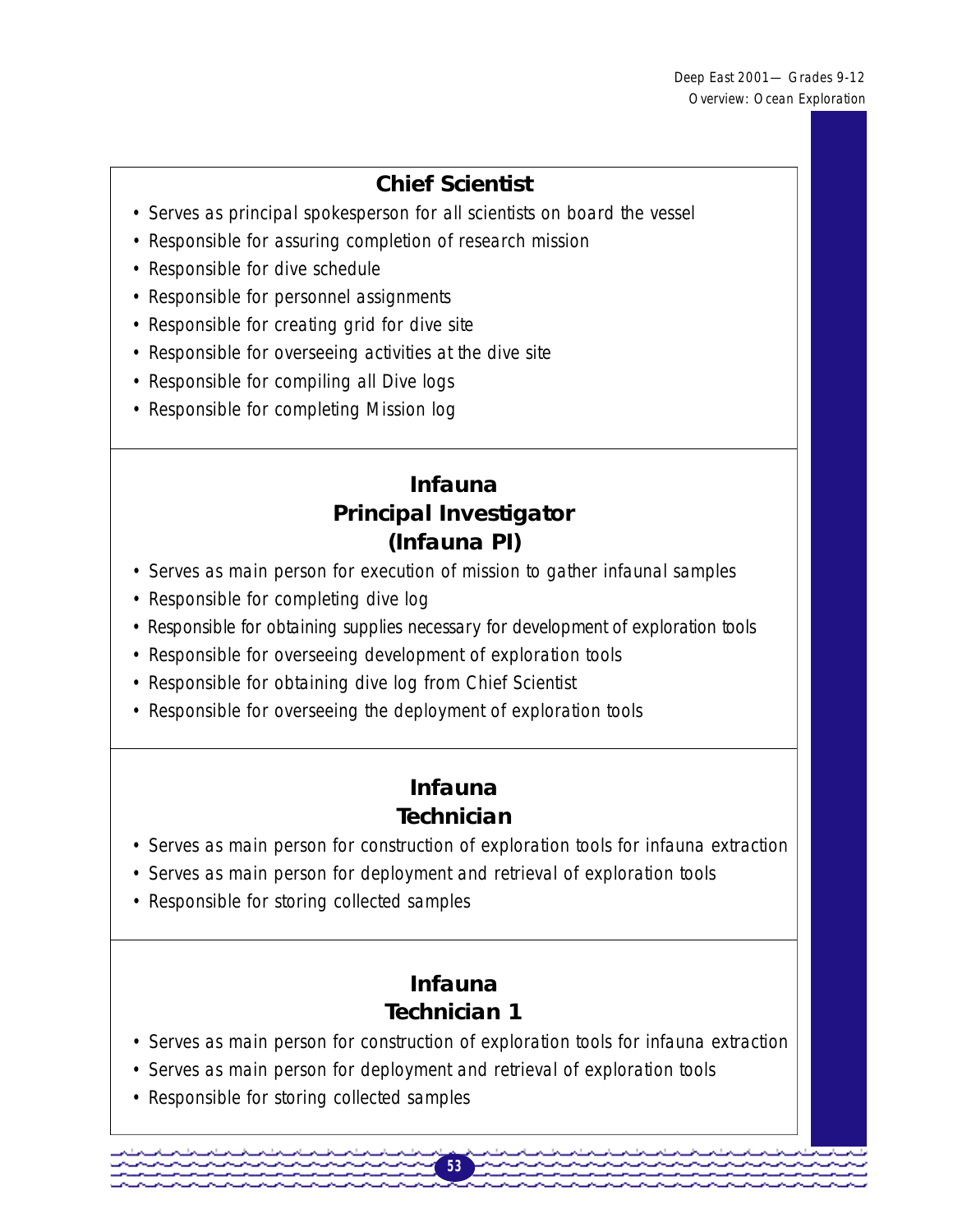## Chief Scientist

- Serves as principal spokesperson for all scientists on board the vessel
- Responsible for assuring completion of research mission
- Responsible for dive schedule
- Responsible for personnel assignments
- Responsible for creating grid for dive site
- Responsible for overseeing activities at the dive site
- Responsible for compiling all Dive logs
- Responsible for completing Mission log

## Infauna Principal Investigator (Infauna PI)

- Serves as main person for execution of mission to gather infaunal samples
- Responsible for completing dive log
- Responsible for obtaining supplies necessary for development of exploration tools
- Responsible for overseeing development of exploration tools
- Responsible for obtaining dive log from Chief Scientist
- Responsible for overseeing the deployment of exploration tools

## Infauna Technician

- Serves as main person for construction of exploration tools for infauna extraction
- Serves as main person for deployment and retrieval of exploration tools
- Responsible for storing collected samples

## Infauna Technician 1

- Serves as main person for construction of exploration tools for infauna extraction
- Serves as main person for deployment and retrieval of exploration tools
- Responsible for storing collected samples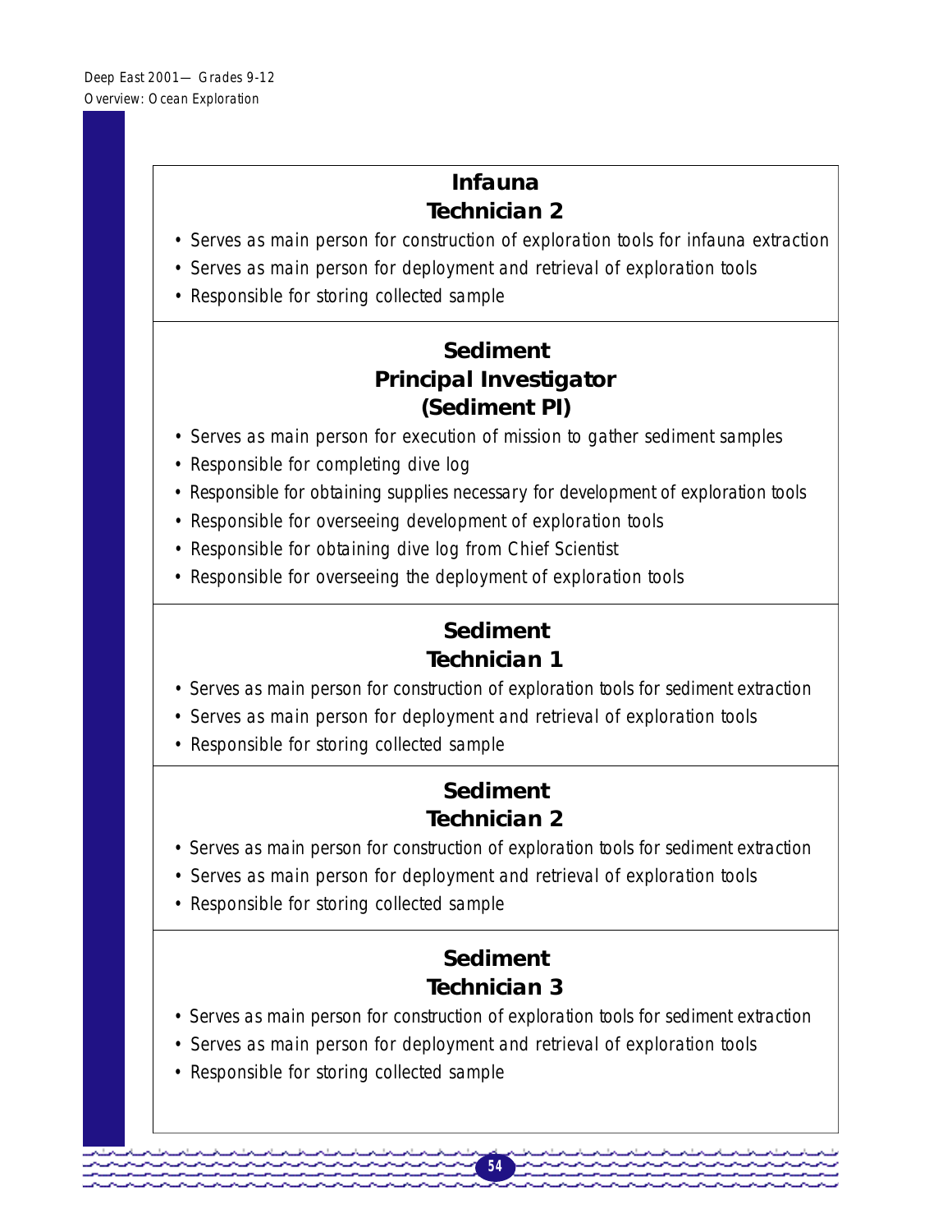## Infauna Technician 2

- Serves as main person for construction of exploration tools for infauna extraction
- Serves as main person for deployment and retrieval of exploration tools
- Responsible for storing collected sample

## Sediment Principal Investigator (Sediment PI)

- Serves as main person for execution of mission to gather sediment samples
- Responsible for completing dive log
- Responsible for obtaining supplies necessary for development of exploration tools
- Responsible for overseeing development of exploration tools
- Responsible for obtaining dive log from Chief Scientist
- Responsible for overseeing the deployment of exploration tools

## Sediment Technician 1

- Serves as main person for construction of exploration tools for sediment extraction
- Serves as main person for deployment and retrieval of exploration tools
- Responsible for storing collected sample

## Sediment Technician 2

- Serves as main person for construction of exploration tools for sediment extraction
- Serves as main person for deployment and retrieval of exploration tools
- Responsible for storing collected sample

## Sediment Technician 3

- Serves as main person for construction of exploration tools for sediment extraction
- Serves as main person for deployment and retrieval of exploration tools
- Responsible for storing collected sample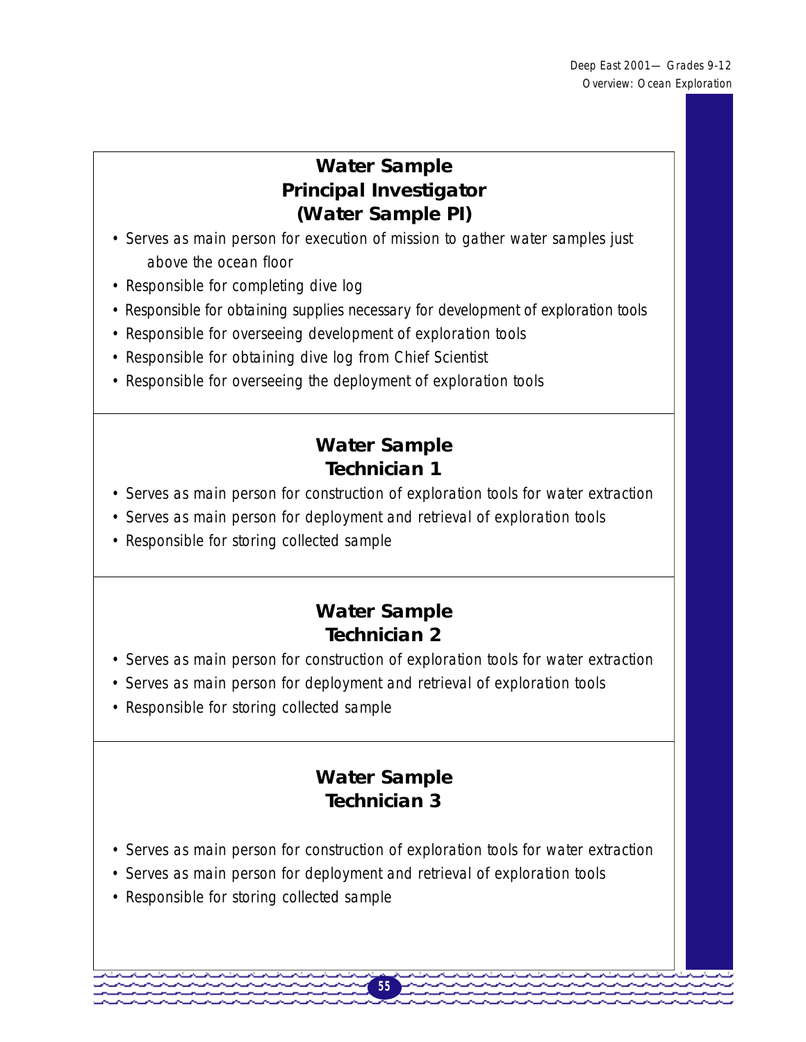## Water Sample Principal Investigator (Water Sample PI)

- Serves as main person for execution of mission to gather water samples just above the ocean floor
- Responsible for completing dive log
- Responsible for obtaining supplies necessary for development of exploration tools
- Responsible for overseeing development of exploration tools
- Responsible for obtaining dive log from Chief Scientist
- Responsible for overseeing the deployment of exploration tools

## Water Sample Technician 1

- Serves as main person for construction of exploration tools for water extraction
- Serves as main person for deployment and retrieval of exploration tools
- Responsible for storing collected sample

## Water Sample Technician 2

- Serves as main person for construction of exploration tools for water extraction
- Serves as main person for deployment and retrieval of exploration tools
- Responsible for storing collected sample

## Water Sample Technician 3

- Serves as main person for construction of exploration tools for water extraction
- Serves as main person for deployment and retrieval of exploration tools
- Responsible for storing collected sample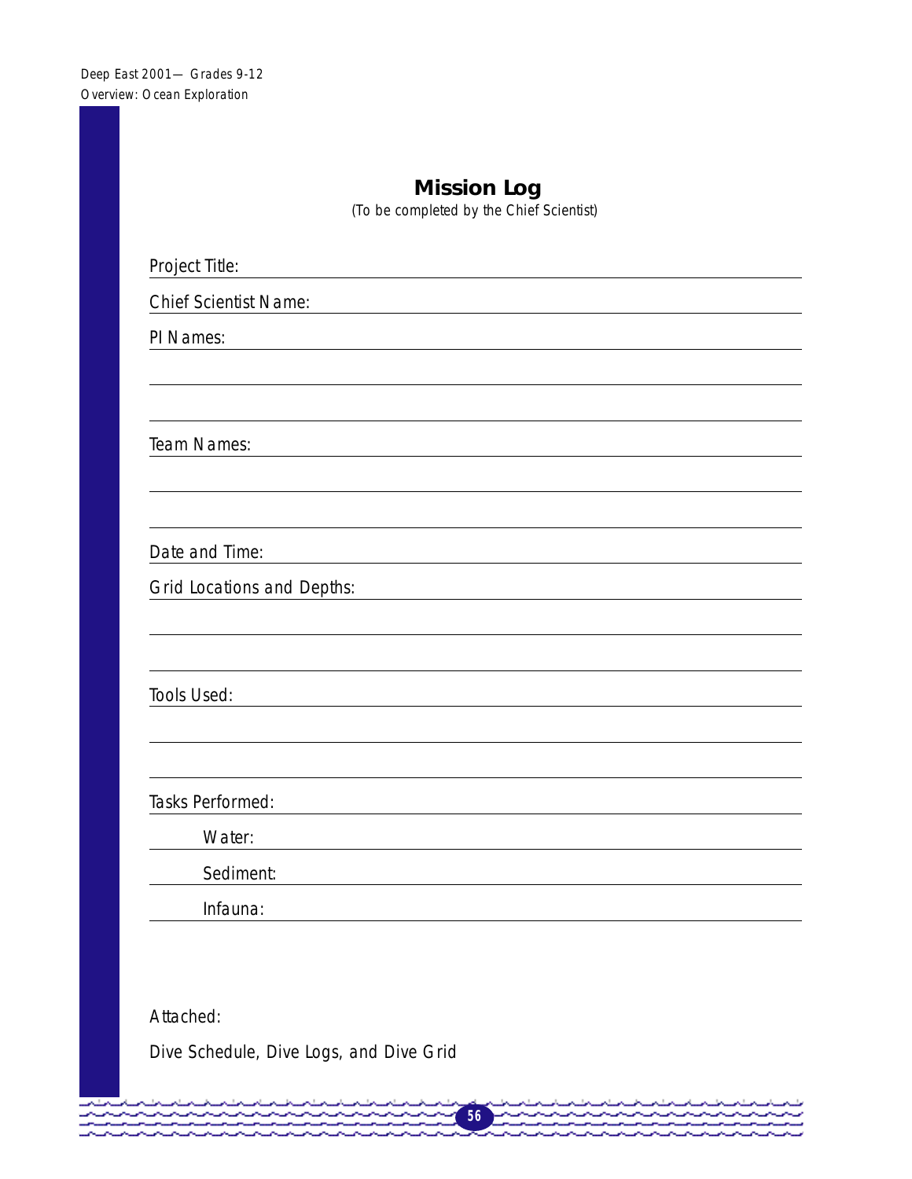## Mission Log

(To be completed by the Chief Scientist)

Project Title: ______________________________

Chief Scientist Name: ______________________________

PI Names: ______________________________

______________________________

______________________________

Team Names: ______________________________

______________________________

______________________________

Date and Time: ______________________________

Grid Locations and Depths: ______________________________

______________________________

______________________________

Tools Used: ______________________________

______________________________

______________________________

Tasks Performed: ______________________________

Water: ______________________________

Sediment: ______________________________

Infauna: ______________________________

Attached:

Dive Schedule, Dive Logs, and Dive Grid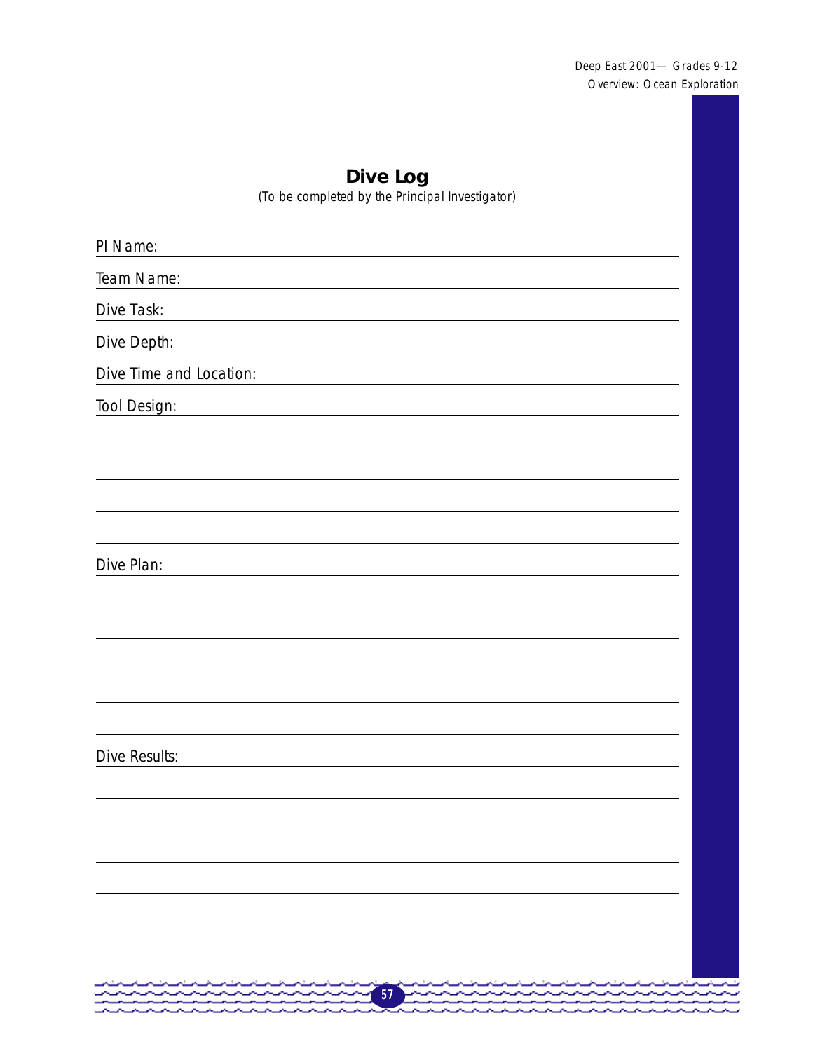## Dive Log

*(To be completed by the Principal Investigator)*

PI Name: ______________________________________________

Team Name: ______________________________________________

Dive Task: ______________________________________________

Dive Depth: ______________________________________________

Dive Time and Location: ______________________________________________

Tool Design: ______________________________________________

______________________________________________

______________________________________________

______________________________________________

______________________________________________

Dive Plan: ______________________________________________

______________________________________________

______________________________________________

______________________________________________

______________________________________________

______________________________________________

Dive Results: ______________________________________________

______________________________________________

______________________________________________

______________________________________________

______________________________________________

______________________________________________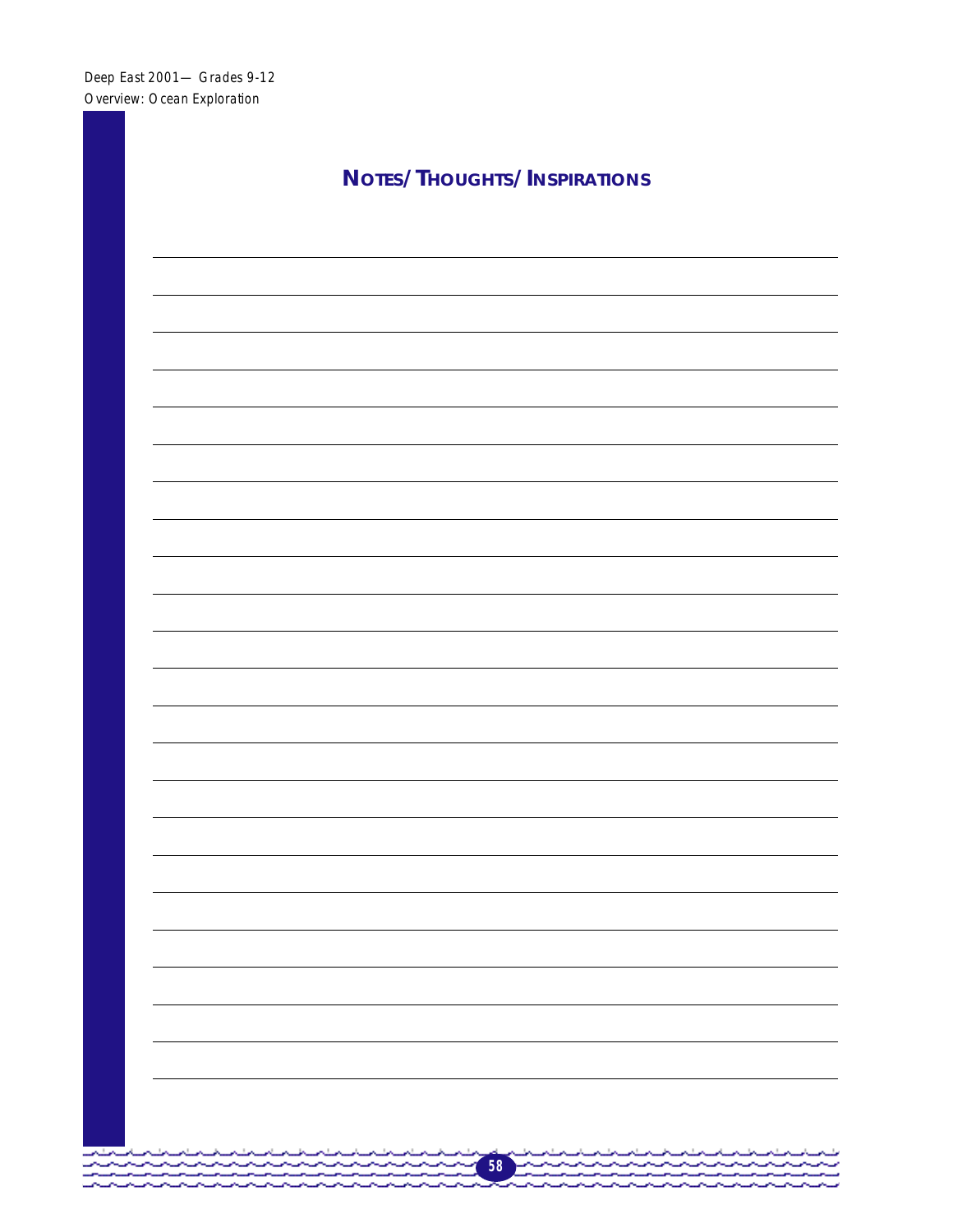## NOTES/THOUGHTS/INSPIRATIONS